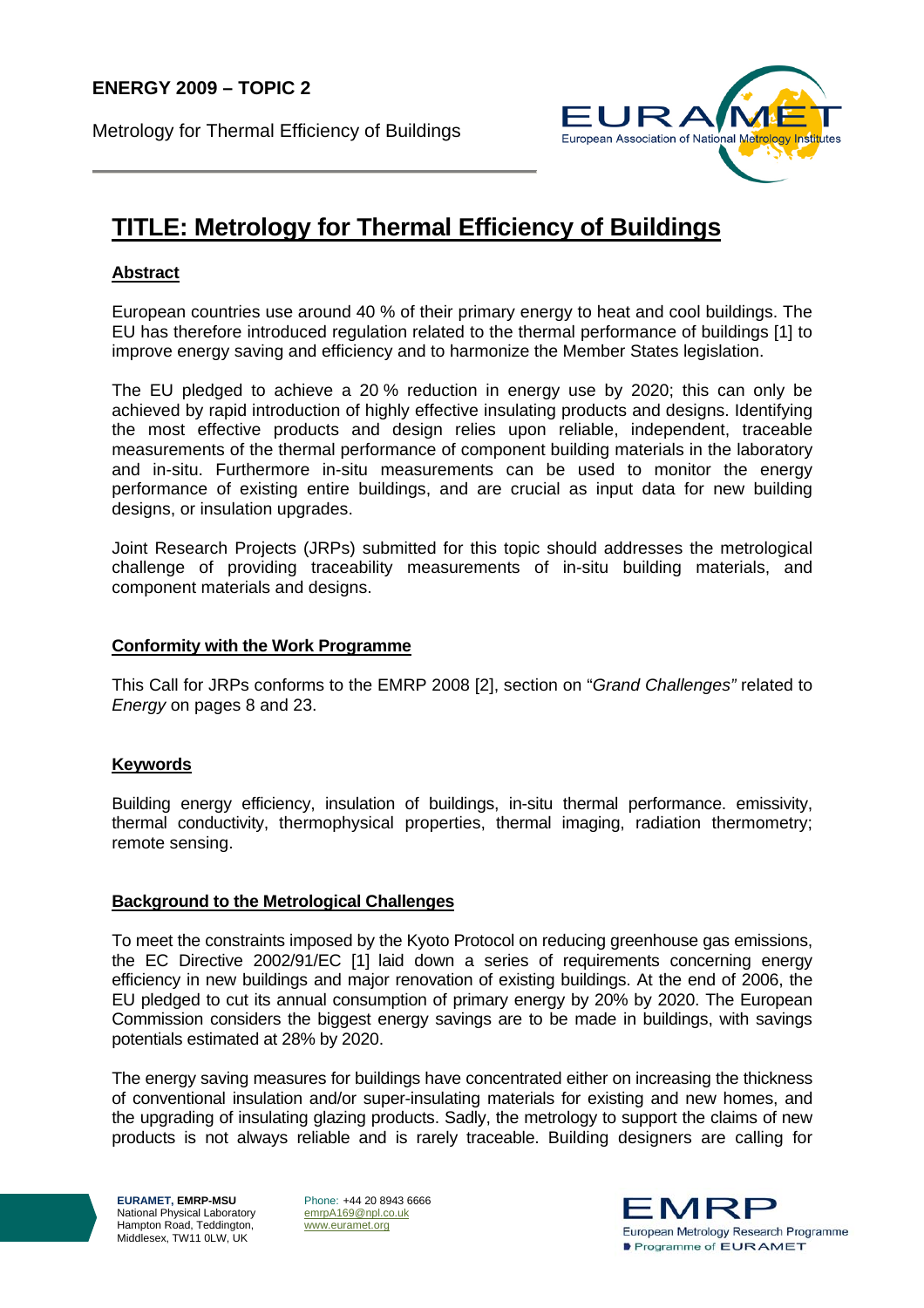**ENERGY 2009 – TOPIC 2**

Metrology for Thermal Efficiency of Buildings

# TITLE: Metrology for Thermal Efficiency of Buildings

## Abstract

European countries use around 40 % of their primary energy to heat and cool buildings. The EU has therefore introduced regulation related to the thermal performance of buildings [1] to improve energy saving and efficiency and to harmonize the Member States legislation.

The EU pledged to achieve a 20 % reduction in energy use by 2020; this can only be achieved by rapid introduction of highly effective insulating products and designs. Identifying the most effective products and design relies upon reliable, independent, traceable measurements of the thermal performance of component building materials in the laboratory and in-situ. Furthermore in-situ measurements can be used to monitor the energy performance of existing entire buildings, and are crucial as input data for new building designs, or insulation upgrades.

Joint Research Projects (JRPs) submitted for this topic should addresses the metrological challenge of providing traceability measurements of in-situ building materials, and component materials and designs.

## Conformity with the Work Programme

This Call for JRPs conforms to the EMRP 2008 [2], section on "*Grand Challenges"* related to *Energy* on pages 8 and 23.

## Keywords

Building energy efficiency, insulation of buildings, in-situ thermal performance. emissivity, thermal conductivity, thermophysical properties, thermal imaging, radiation thermometry; remote sensing.

## Background to the Metrological Challenges

To meet the constraints imposed by the Kyoto Protocol on reducing greenhouse gas emissions, the EC Directive 2002/91/EC [1] laid down a series of requirements concerning energy efficiency in new buildings and major renovation of existing buildings. At the end of 2006, the EU pledged to cut its annual consumption of primary energy by 20% by 2020. The European Commission considers the biggest energy savings are to be made in buildings, with savings potentials estimated at 28% by 2020.

The energy saving measures for buildings have concentrated either on increasing the thickness of conventional insulation and/or super-insulating materials for existing and new homes, and the upgrading of insulating glazing products. Sadly, the metrology to support the claims of new products is not always reliable and is rarely traceable. Building designers are calling for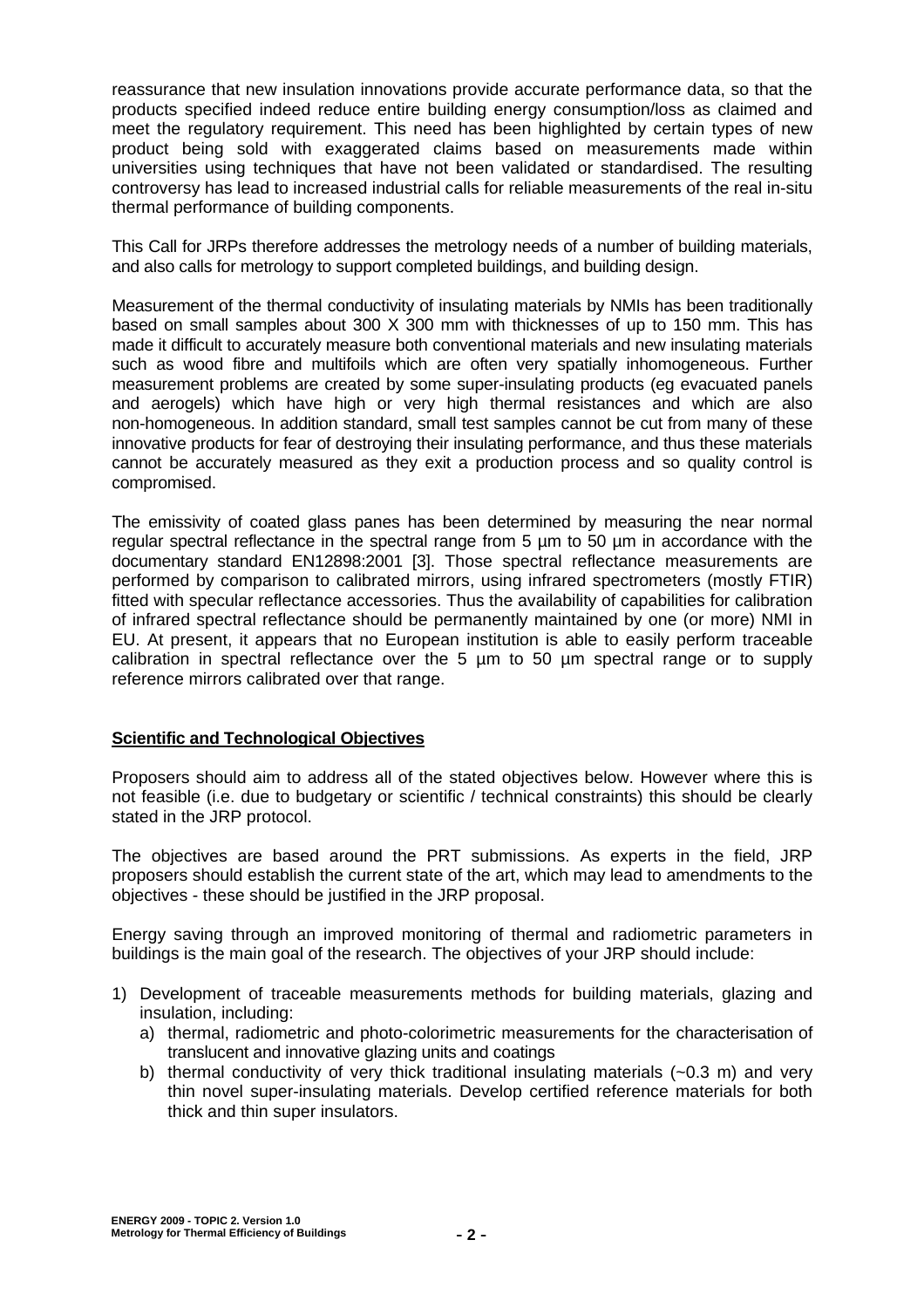reassurance that new insulation innovations provide accurate performance data, so that the products specified indeed reduce entire building energy consumption/loss as claimed and meet the regulatory requirement. This need has been highlighted by certain types of new product being sold with exaggerated claims based on measurements made within universities using techniques that have not been validated or standardised. The resulting controversy has lead to increased industrial calls for reliable measurements of the real in-situ thermal performance of building components.

This Call for JRPs therefore addresses the metrology needs of a number of building materials, and also calls for metrology to support completed buildings, and building design.

Measurement of the thermal conductivity of insulating materials by NMIs has been traditionally based on small samples about 300 X 300 mm with thicknesses of up to 150 mm. This has made it difficult to accurately measure both conventional materials and new insulating materials such as wood fibre and multifoils which are often very spatially inhomogeneous. Further measurement problems are created by some super-insulating products (eg evacuated panels and aerogels) which have high or very high thermal resistances and which are also non-homogeneous. In addition standard, small test samples cannot be cut from many of these innovative products for fear of destroying their insulating performance, and thus these materials cannot be accurately measured as they exit a production process and so quality control is compromised.

The emissivity of coated glass panes has been determined by measuring the near normal regular spectral reflectance in the spectral range from 5 µm to 50 µm in accordance with the documentary standard EN12898:2001 [3]. Those spectral reflectance measurements are performed by comparison to calibrated mirrors, using infrared spectrometers (mostly FTIR) fitted with specular reflectance accessories. Thus the availability of capabilities for calibration of infrared spectral reflectance should be permanently maintained by one (or more) NMI in EU. At present, it appears that no European institution is able to easily perform traceable calibration in spectral reflectance over the 5 µm to 50 µm spectral range or to supply reference mirrors calibrated over that range.

## Scientific and Technological Objectives

Proposers should aim to address all of the stated objectives below. However where this is not feasible (i.e. due to budgetary or scientific / technical constraints) this should be clearly stated in the JRP protocol.

The objectives are based around the PRT submissions. As experts in the field, JRP proposers should establish the current state of the art, which may lead to amendments to the objectives - these should be justified in the JRP proposal.

Energy saving through an improved monitoring of thermal and radiometric parameters in buildings is the main goal of the research. The objectives of your JRP should include:

1) Development of traceable measurements methods for building materials, glazing and insulation, including:
   a) thermal, radiometric and photo-colorimetric measurements for the characterisation of translucent and innovative glazing units and coatings
   b) thermal conductivity of very thick traditional insulating materials (~0.3 m) and very thin novel super-insulating materials. Develop certified reference materials for both thick and thin super insulators.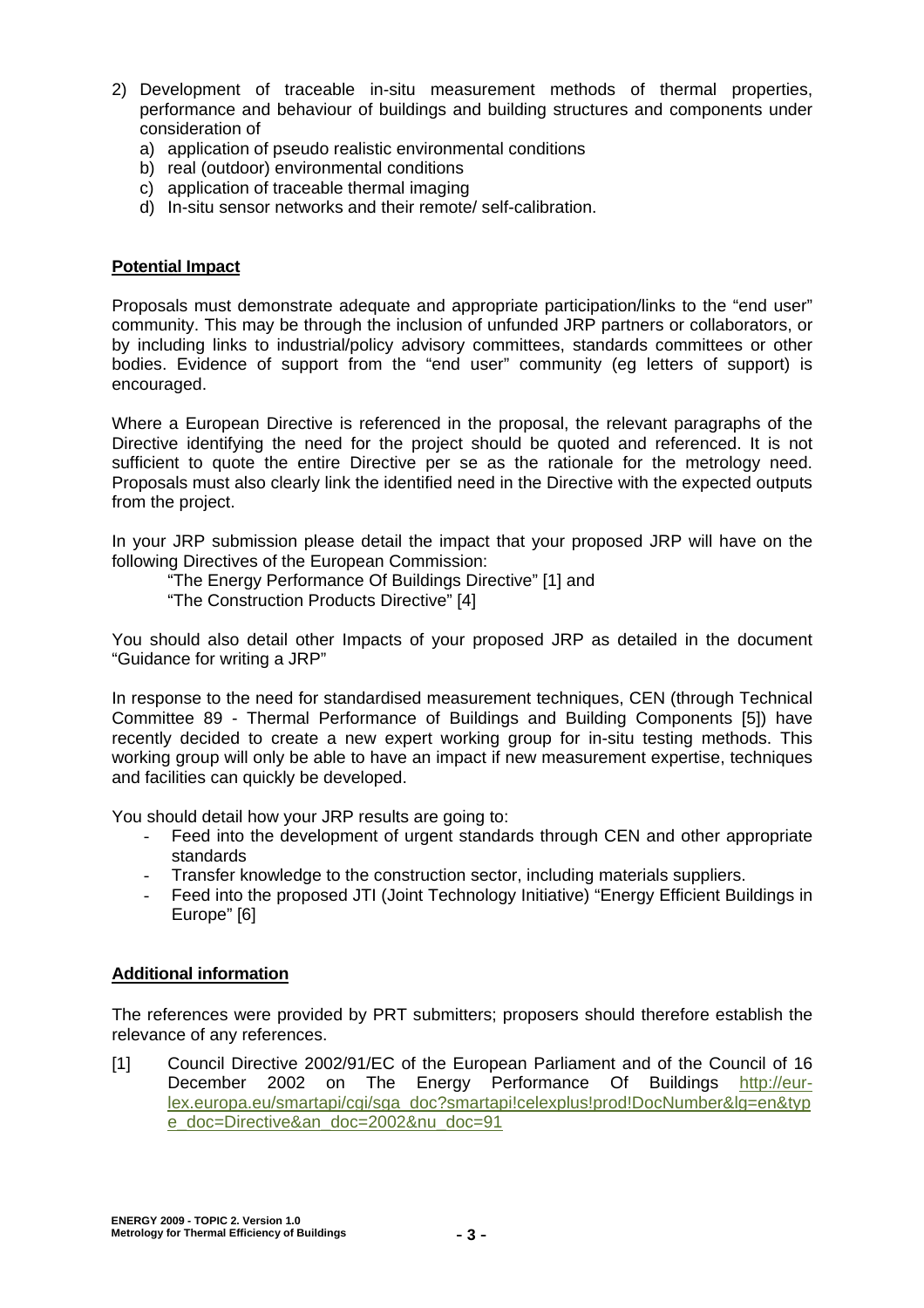2) Development of traceable in-situ measurement methods of thermal properties, performance and behaviour of buildings and building structures and components under consideration of
   a) application of pseudo realistic environmental conditions
   b) real (outdoor) environmental conditions
   c) application of traceable thermal imaging
   d) In-situ sensor networks and their remote/ self-calibration.

**Potential Impact**

Proposals must demonstrate adequate and appropriate participation/links to the "end user" community. This may be through the inclusion of unfunded JRP partners or collaborators, or by including links to industrial/policy advisory committees, standards committees or other bodies. Evidence of support from the "end user" community (eg letters of support) is encouraged.

Where a European Directive is referenced in the proposal, the relevant paragraphs of the Directive identifying the need for the project should be quoted and referenced. It is not sufficient to quote the entire Directive per se as the rationale for the metrology need. Proposals must also clearly link the identified need in the Directive with the expected outputs from the project.

In your JRP submission please detail the impact that your proposed JRP will have on the following Directives of the European Commission:

"The Energy Performance Of Buildings Directive" [1] and
"The Construction Products Directive" [4]

You should also detail other Impacts of your proposed JRP as detailed in the document "Guidance for writing a JRP"

In response to the need for standardised measurement techniques, CEN (through Technical Committee 89 - Thermal Performance of Buildings and Building Components [5]) have recently decided to create a new expert working group for in-situ testing methods. This working group will only be able to have an impact if new measurement expertise, techniques and facilities can quickly be developed.

You should detail how your JRP results are going to:

- Feed into the development of urgent standards through CEN and other appropriate standards
- Transfer knowledge to the construction sector, including materials suppliers.
- Feed into the proposed JTI (Joint Technology Initiative) "Energy Efficient Buildings in Europe" [6]

**Additional information**

The references were provided by PRT submitters; proposers should therefore establish the relevance of any references.

[1] Council Directive 2002/91/EC of the European Parliament and of the Council of 16 December 2002 on The Energy Performance Of Buildings http://eur-lex.europa.eu/smartapi/cgi/sga_doc?smartapi!celexplus!prod!DocNumber&lg=en&type_doc=Directive&an_doc=2002&nu_doc=91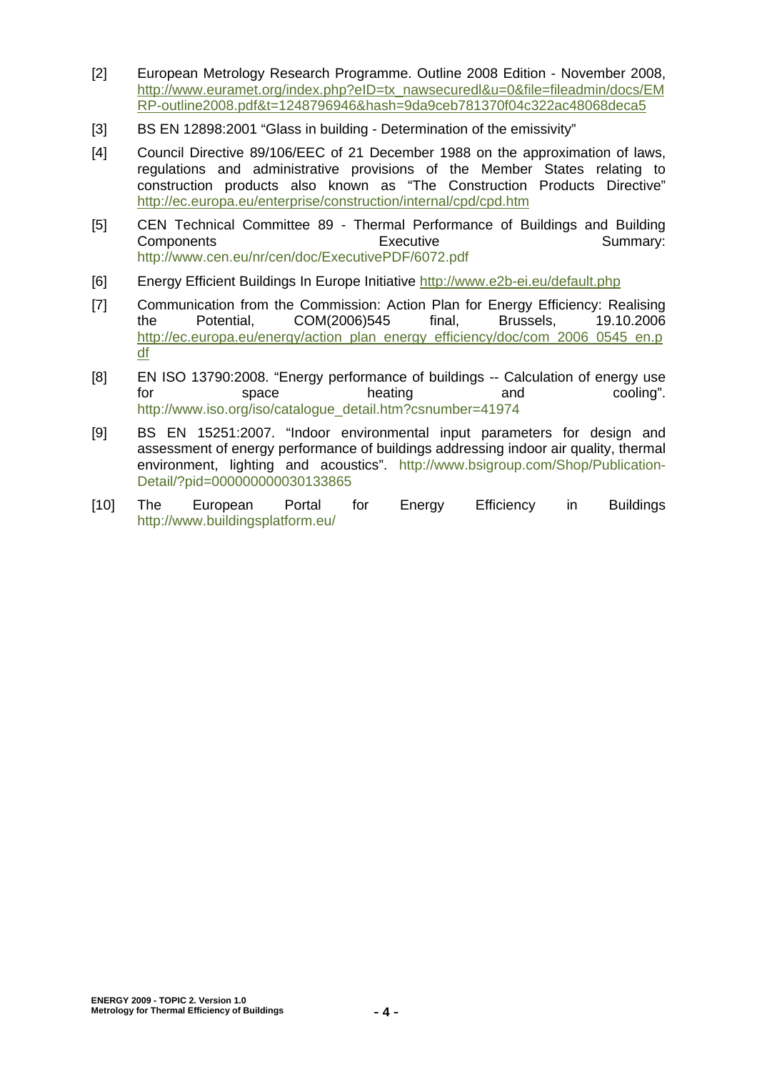[2] European Metrology Research Programme. Outline 2008 Edition - November 2008, http://www.euramet.org/index.php?eID=tx_nawsecuredl&u=0&file=fileadmin/docs/EMRP-outline2008.pdf&t=1248796946&hash=9da9ceb781370f04c322ac48068deca5

[3] BS EN 12898:2001 "Glass in building - Determination of the emissivity"

[4] Council Directive 89/106/EEC of 21 December 1988 on the approximation of laws, regulations and administrative provisions of the Member States relating to construction products also known as "The Construction Products Directive" http://ec.europa.eu/enterprise/construction/internal/cpd/cpd.htm

[5] CEN Technical Committee 89 - Thermal Performance of Buildings and Building Components Executive Summary: http://www.cen.eu/nr/cen/doc/ExecutivePDF/6072.pdf

[6] Energy Efficient Buildings In Europe Initiative http://www.e2b-ei.eu/default.php

[7] Communication from the Commission: Action Plan for Energy Efficiency: Realising the Potential, COM(2006)545 final, Brussels, 19.10.2006 http://ec.europa.eu/energy/action_plan_energy_efficiency/doc/com_2006_0545_en.pdf

[8] EN ISO 13790:2008. "Energy performance of buildings -- Calculation of energy use for space heating and cooling". http://www.iso.org/iso/catalogue_detail.htm?csnumber=41974

[9] BS EN 15251:2007. "Indoor environmental input parameters for design and assessment of energy performance of buildings addressing indoor air quality, thermal environment, lighting and acoustics". http://www.bsigroup.com/Shop/Publication-Detail/?pid=000000000030133865

[10] The European Portal for Energy Efficiency in Buildings http://www.buildingsplatform.eu/